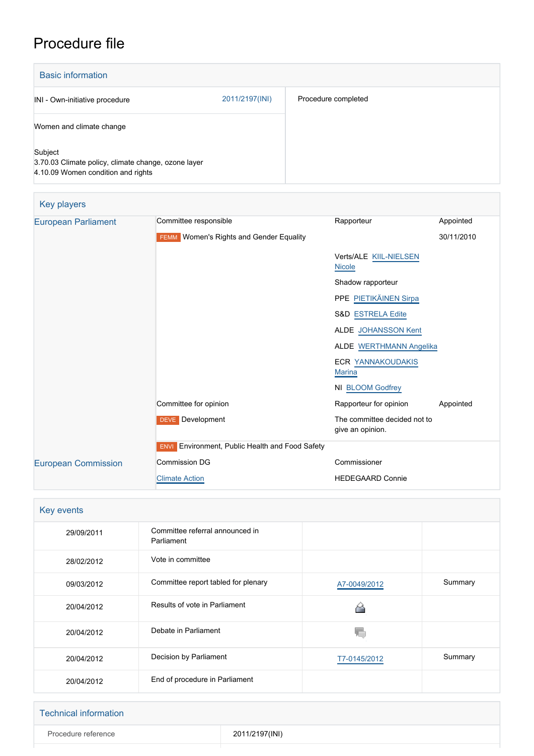# Procedure file

## Basic information

| | |
|---|---|
| INI - Own-initiative procedure 2011/2197(INI) | Procedure completed |
| Women and climate change | |
| Subject<br>3.70.03 Climate policy, climate change, ozone layer<br>4.10.09 Women condition and rights | |

## Key players

| | | | |
|---|---|---|---|
| European Parliament | Committee responsible | Rapporteur | Appointed |
| | FEMM Women's Rights and Gender Equality | | 30/11/2010 |
| | | Verts/ALE KIIL-NIELSEN Nicole | |
| | | Shadow rapporteur | |
| | | PPE PIETIKÄINEN Sirpa | |
| | | S&D ESTRELA Edite | |
| | | ALDE JOHANSSON Kent | |
| | | ALDE WERTHMANN Angelika | |
| | | ECR YANNAKOUDAKIS Marina | |
| | | NI BLOOM Godfrey | |
| | Committee for opinion | Rapporteur for opinion | Appointed |
| | DEVE Development | The committee decided not to give an opinion. | |
| | ENVI Environment, Public Health and Food Safety | | |
| European Commission | Commission DG | Commissioner | |
| | Climate Action | HEDEGAARD Connie | |

## Key events

| | | | |
|---|---|---|---|
| 29/09/2011 | Committee referral announced in Parliament | | |
| 28/02/2012 | Vote in committee | | |
| 09/03/2012 | Committee report tabled for plenary | A7-0049/2012 | Summary |
| 20/04/2012 | Results of vote in Parliament | | |
| 20/04/2012 | Debate in Parliament | | |
| 20/04/2012 | Decision by Parliament | T7-0145/2012 | Summary |
| 20/04/2012 | End of procedure in Parliament | | |

## Technical information

| | |
|---|---|
| Procedure reference | 2011/2197(INI) |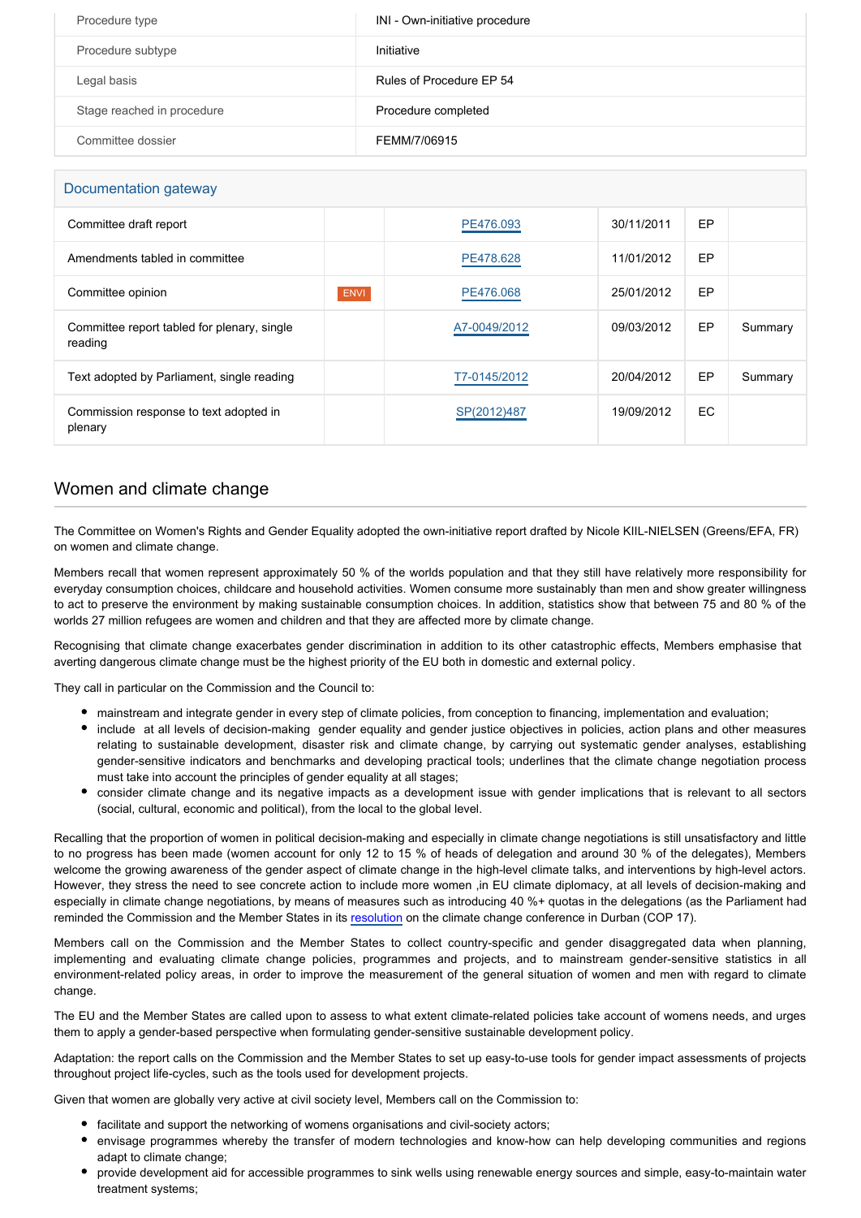| Procedure type | INI - Own-initiative procedure |
| --- | --- |
| Procedure subtype | Initiative |
| Legal basis | Rules of Procedure EP 54 |
| Stage reached in procedure | Procedure completed |
| Committee dossier | FEMM/7/06915 |

## Documentation gateway

| Committee draft report | | PE476.093 | 30/11/2011 | EP | |
| --- | --- | --- | --- | --- | --- |
| Amendments tabled in committee | | PE478.628 | 11/01/2012 | EP | |
| Committee opinion | ENVI | PE476.068 | 25/01/2012 | EP | |
| Committee report tabled for plenary, single reading | | A7-0049/2012 | 09/03/2012 | EP | Summary |
| Text adopted by Parliament, single reading | | T7-0145/2012 | 20/04/2012 | EP | Summary |
| Commission response to text adopted in plenary | | SP(2012)487 | 19/09/2012 | EC | |

## Women and climate change

The Committee on Women's Rights and Gender Equality adopted the own-initiative report drafted by Nicole KIIL-NIELSEN (Greens/EFA, FR) on women and climate change.

Members recall that women represent approximately 50 % of the worlds population and that they still have relatively more responsibility for everyday consumption choices, childcare and household activities. Women consume more sustainably than men and show greater willingness to act to preserve the environment by making sustainable consumption choices. In addition, statistics show that between 75 and 80 % of the worlds 27 million refugees are women and children and that they are affected more by climate change.

Recognising that climate change exacerbates gender discrimination in addition to its other catastrophic effects, Members emphasise that averting dangerous climate change must be the highest priority of the EU both in domestic and external policy.

They call in particular on the Commission and the Council to:

- mainstream and integrate gender in every step of climate policies, from conception to financing, implementation and evaluation;
- include at all levels of decision-making gender equality and gender justice objectives in policies, action plans and other measures relating to sustainable development, disaster risk and climate change, by carrying out systematic gender analyses, establishing gender-sensitive indicators and benchmarks and developing practical tools; underlines that the climate change negotiation process must take into account the principles of gender equality at all stages;
- consider climate change and its negative impacts as a development issue with gender implications that is relevant to all sectors (social, cultural, economic and political), from the local to the global level.

Recalling that the proportion of women in political decision-making and especially in climate change negotiations is still unsatisfactory and little to no progress has been made (women account for only 12 to 15 % of heads of delegation and around 30 % of the delegates), Members welcome the growing awareness of the gender aspect of climate change in the high-level climate talks, and interventions by high-level actors. However, they stress the need to see concrete action to include more women ,in EU climate diplomacy, at all levels of decision-making and especially in climate change negotiations, by means of measures such as introducing 40 %+ quotas in the delegations (as the Parliament had reminded the Commission and the Member States in its resolution on the climate change conference in Durban (COP 17).

Members call on the Commission and the Member States to collect country-specific and gender disaggregated data when planning, implementing and evaluating climate change policies, programmes and projects, and to mainstream gender-sensitive statistics in all environment-related policy areas, in order to improve the measurement of the general situation of women and men with regard to climate change.

The EU and the Member States are called upon to assess to what extent climate-related policies take account of womens needs, and urges them to apply a gender-based perspective when formulating gender-sensitive sustainable development policy.

Adaptation: the report calls on the Commission and the Member States to set up easy-to-use tools for gender impact assessments of projects throughout project life-cycles, such as the tools used for development projects.

Given that women are globally very active at civil society level, Members call on the Commission to:

- facilitate and support the networking of womens organisations and civil-society actors;
- envisage programmes whereby the transfer of modern technologies and know-how can help developing communities and regions adapt to climate change;
- provide development aid for accessible programmes to sink wells using renewable energy sources and simple, easy-to-maintain water treatment systems;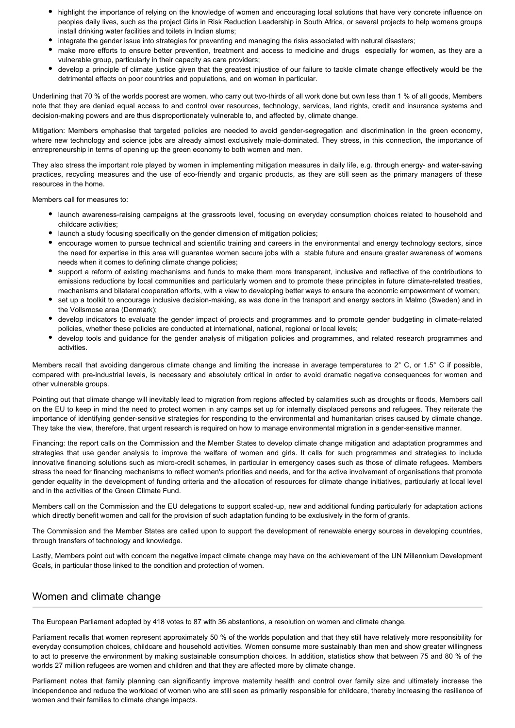- highlight the importance of relying on the knowledge of women and encouraging local solutions that have very concrete influence on peoples daily lives, such as the project Girls in Risk Reduction Leadership in South Africa, or several projects to help womens groups install drinking water facilities and toilets in Indian slums;
- integrate the gender issue into strategies for preventing and managing the risks associated with natural disasters;
- make more efforts to ensure better prevention, treatment and access to medicine and drugs  especially for women, as they are a vulnerable group, particularly in their capacity as care providers;
- develop a principle of climate justice given that the greatest injustice of our failure to tackle climate change effectively would be the detrimental effects on poor countries and populations, and on women in particular.

Underlining that 70 % of the worlds poorest are women, who carry out two-thirds of all work done but own less than 1 % of all goods, Members note that they are denied equal access to and control over resources, technology, services, land rights, credit and insurance systems and decision-making powers and are thus disproportionately vulnerable to, and affected by, climate change.

Mitigation: Members emphasise that targeted policies are needed to avoid gender-segregation and discrimination in the green economy, where new technology and science jobs are already almost exclusively male-dominated. They stress, in this connection, the importance of entrepreneurship in terms of opening up the green economy to both women and men.

They also stress the important role played by women in implementing mitigation measures in daily life, e.g. through energy- and water-saving practices, recycling measures and the use of eco-friendly and organic products, as they are still seen as the primary managers of these resources in the home.

Members call for measures to:

- launch awareness-raising campaigns at the grassroots level, focusing on everyday consumption choices related to household and childcare activities;
- launch a study focusing specifically on the gender dimension of mitigation policies;
- encourage women to pursue technical and scientific training and careers in the environmental and energy technology sectors, since the need for expertise in this area will guarantee women secure jobs with a  stable future and ensure greater awareness of womens needs when it comes to defining climate change policies;
- support a reform of existing mechanisms and funds to make them more transparent, inclusive and reflective of the contributions to emissions reductions by local communities and particularly women and to promote these principles in future climate-related treaties, mechanisms and bilateral cooperation efforts, with a view to developing better ways to ensure the economic empowerment of women;
- set up a toolkit to encourage inclusive decision-making, as was done in the transport and energy sectors in Malmo (Sweden) and in the Vollsmose area (Denmark);
- develop indicators to evaluate the gender impact of projects and programmes and to promote gender budgeting in climate-related policies, whether these policies are conducted at international, national, regional or local levels;
- develop tools and guidance for the gender analysis of mitigation policies and programmes, and related research programmes and activities.

Members recall that avoiding dangerous climate change and limiting the increase in average temperatures to 2° C, or 1.5° C if possible, compared with pre-industrial levels, is necessary and absolutely critical in order to avoid dramatic negative consequences for women and other vulnerable groups.

Pointing out that climate change will inevitably lead to migration from regions affected by calamities such as droughts or floods, Members call on the EU to keep in mind the need to protect women in any camps set up for internally displaced persons and refugees. They reiterate the importance of identifying gender-sensitive strategies for responding to the environmental and humanitarian crises caused by climate change. They take the view, therefore, that urgent research is required on how to manage environmental migration in a gender-sensitive manner.

Financing: the report calls on the Commission and the Member States to develop climate change mitigation and adaptation programmes and strategies that use gender analysis to improve the welfare of women and girls. It calls for such programmes and strategies to include innovative financing solutions such as micro-credit schemes, in particular in emergency cases such as those of climate refugees. Members stress the need for financing mechanisms to reflect women's priorities and needs, and for the active involvement of organisations that promote gender equality in the development of funding criteria and the allocation of resources for climate change initiatives, particularly at local level and in the activities of the Green Climate Fund.

Members call on the Commission and the EU delegations to support scaled-up, new and additional funding particularly for adaptation actions which directly benefit women and call for the provision of such adaptation funding to be exclusively in the form of grants.

The Commission and the Member States are called upon to support the development of renewable energy sources in developing countries, through transfers of technology and knowledge.

Lastly, Members point out with concern the negative impact climate change may have on the achievement of the UN Millennium Development Goals, in particular those linked to the condition and protection of women.

## Women and climate change

The European Parliament adopted by 418 votes to 87 with 36 abstentions, a resolution on women and climate change.

Parliament recalls that women represent approximately 50 % of the worlds population and that they still have relatively more responsibility for everyday consumption choices, childcare and household activities. Women consume more sustainably than men and show greater willingness to act to preserve the environment by making sustainable consumption choices. In addition, statistics show that between 75 and 80 % of the worlds 27 million refugees are women and children and that they are affected more by climate change.

Parliament notes that family planning can significantly improve maternity health and control over family size and ultimately increase the independence and reduce the workload of women who are still seen as primarily responsible for childcare, thereby increasing the resilience of women and their families to climate change impacts.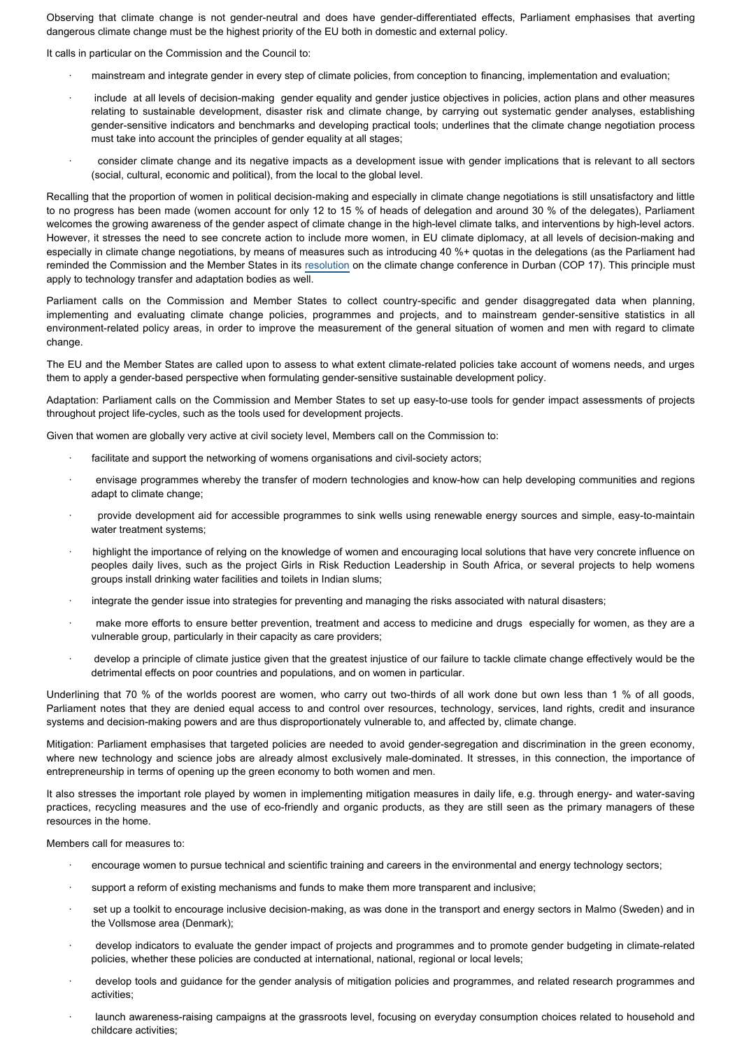Observing that climate change is not gender-neutral and does have gender-differentiated effects, Parliament emphasises that averting dangerous climate change must be the highest priority of the EU both in domestic and external policy.

It calls in particular on the Commission and the Council to:

- mainstream and integrate gender in every step of climate policies, from conception to financing, implementation and evaluation;
- include at all levels of decision-making gender equality and gender justice objectives in policies, action plans and other measures relating to sustainable development, disaster risk and climate change, by carrying out systematic gender analyses, establishing gender-sensitive indicators and benchmarks and developing practical tools; underlines that the climate change negotiation process must take into account the principles of gender equality at all stages;
- consider climate change and its negative impacts as a development issue with gender implications that is relevant to all sectors (social, cultural, economic and political), from the local to the global level.

Recalling that the proportion of women in political decision-making and especially in climate change negotiations is still unsatisfactory and little to no progress has been made (women account for only 12 to 15 % of heads of delegation and around 30 % of the delegates), Parliament welcomes the growing awareness of the gender aspect of climate change in the high-level climate talks, and interventions by high-level actors. However, it stresses the need to see concrete action to include more women, in EU climate diplomacy, at all levels of decision-making and especially in climate change negotiations, by means of measures such as introducing 40 %+ quotas in the delegations (as the Parliament had reminded the Commission and the Member States in its resolution on the climate change conference in Durban (COP 17). This principle must apply to technology transfer and adaptation bodies as well.

Parliament calls on the Commission and Member States to collect country-specific and gender disaggregated data when planning, implementing and evaluating climate change policies, programmes and projects, and to mainstream gender-sensitive statistics in all environment-related policy areas, in order to improve the measurement of the general situation of women and men with regard to climate change.

The EU and the Member States are called upon to assess to what extent climate-related policies take account of womens needs, and urges them to apply a gender-based perspective when formulating gender-sensitive sustainable development policy.

Adaptation: Parliament calls on the Commission and Member States to set up easy-to-use tools for gender impact assessments of projects throughout project life-cycles, such as the tools used for development projects.

Given that women are globally very active at civil society level, Members call on the Commission to:

- facilitate and support the networking of womens organisations and civil-society actors;
- envisage programmes whereby the transfer of modern technologies and know-how can help developing communities and regions adapt to climate change;
- provide development aid for accessible programmes to sink wells using renewable energy sources and simple, easy-to-maintain water treatment systems;
- highlight the importance of relying on the knowledge of women and encouraging local solutions that have very concrete influence on peoples daily lives, such as the project Girls in Risk Reduction Leadership in South Africa, or several projects to help womens groups install drinking water facilities and toilets in Indian slums;
- integrate the gender issue into strategies for preventing and managing the risks associated with natural disasters;
- make more efforts to ensure better prevention, treatment and access to medicine and drugs especially for women, as they are a vulnerable group, particularly in their capacity as care providers;
- develop a principle of climate justice given that the greatest injustice of our failure to tackle climate change effectively would be the detrimental effects on poor countries and populations, and on women in particular.

Underlining that 70 % of the worlds poorest are women, who carry out two-thirds of all work done but own less than 1 % of all goods, Parliament notes that they are denied equal access to and control over resources, technology, services, land rights, credit and insurance systems and decision-making powers and are thus disproportionately vulnerable to, and affected by, climate change.

Mitigation: Parliament emphasises that targeted policies are needed to avoid gender-segregation and discrimination in the green economy, where new technology and science jobs are already almost exclusively male-dominated. It stresses, in this connection, the importance of entrepreneurship in terms of opening up the green economy to both women and men.

It also stresses the important role played by women in implementing mitigation measures in daily life, e.g. through energy- and water-saving practices, recycling measures and the use of eco-friendly and organic products, as they are still seen as the primary managers of these resources in the home.

Members call for measures to:

- encourage women to pursue technical and scientific training and careers in the environmental and energy technology sectors;
- support a reform of existing mechanisms and funds to make them more transparent and inclusive;
- set up a toolkit to encourage inclusive decision-making, as was done in the transport and energy sectors in Malmo (Sweden) and in the Vollsmose area (Denmark);
- develop indicators to evaluate the gender impact of projects and programmes and to promote gender budgeting in climate-related policies, whether these policies are conducted at international, national, regional or local levels;
- develop tools and guidance for the gender analysis of mitigation policies and programmes, and related research programmes and activities;
- launch awareness-raising campaigns at the grassroots level, focusing on everyday consumption choices related to household and childcare activities;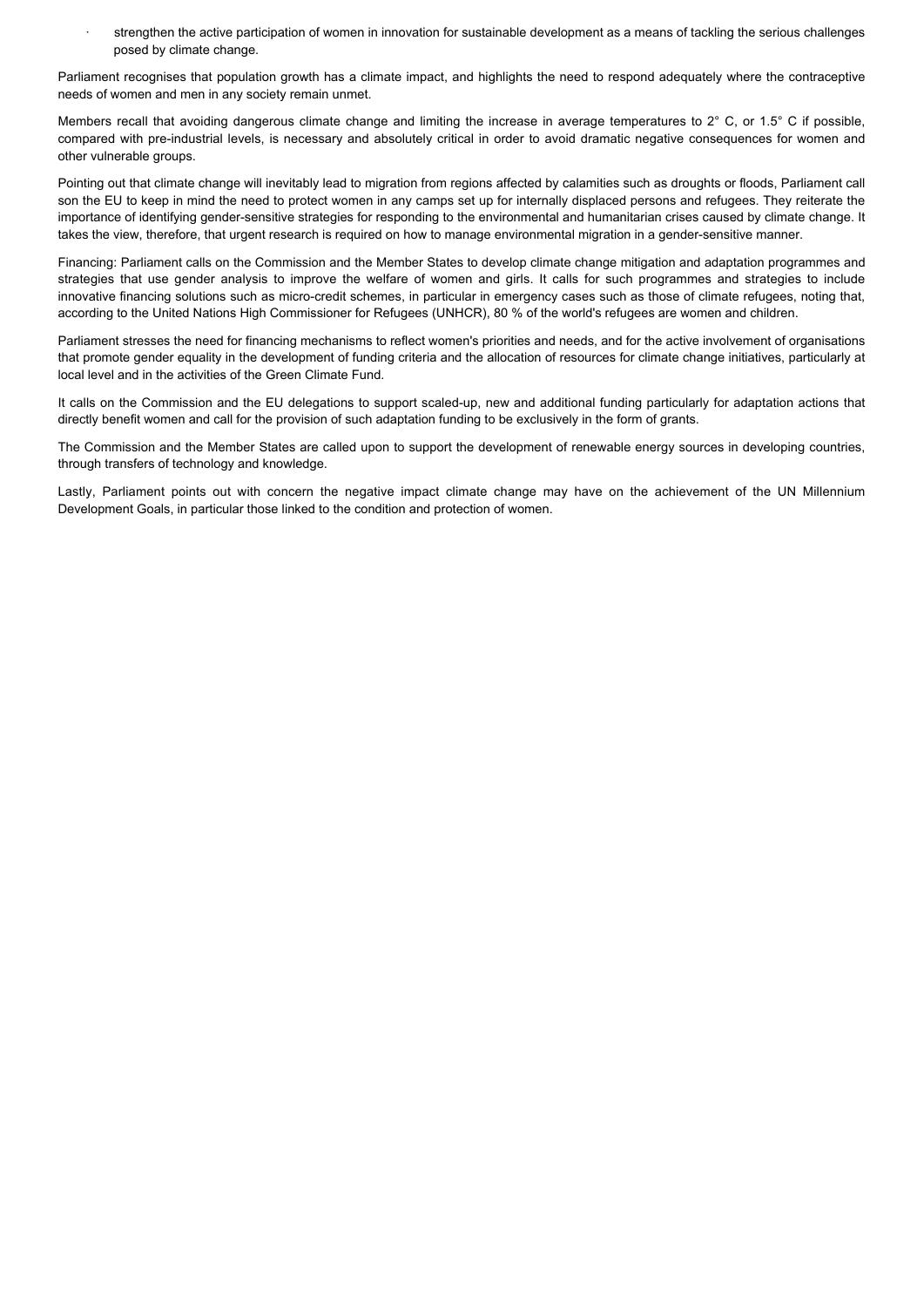- strengthen the active participation of women in innovation for sustainable development as a means of tackling the serious challenges posed by climate change.

Parliament recognises that population growth has a climate impact, and highlights the need to respond adequately where the contraceptive needs of women and men in any society remain unmet.

Members recall that avoiding dangerous climate change and limiting the increase in average temperatures to 2° C, or 1.5° C if possible, compared with pre-industrial levels, is necessary and absolutely critical in order to avoid dramatic negative consequences for women and other vulnerable groups.

Pointing out that climate change will inevitably lead to migration from regions affected by calamities such as droughts or floods, Parliament call son the EU to keep in mind the need to protect women in any camps set up for internally displaced persons and refugees. They reiterate the importance of identifying gender-sensitive strategies for responding to the environmental and humanitarian crises caused by climate change. It takes the view, therefore, that urgent research is required on how to manage environmental migration in a gender-sensitive manner.

Financing: Parliament calls on the Commission and the Member States to develop climate change mitigation and adaptation programmes and strategies that use gender analysis to improve the welfare of women and girls. It calls for such programmes and strategies to include innovative financing solutions such as micro-credit schemes, in particular in emergency cases such as those of climate refugees, noting that, according to the United Nations High Commissioner for Refugees (UNHCR), 80 % of the world's refugees are women and children.

Parliament stresses the need for financing mechanisms to reflect women's priorities and needs, and for the active involvement of organisations that promote gender equality in the development of funding criteria and the allocation of resources for climate change initiatives, particularly at local level and in the activities of the Green Climate Fund.

It calls on the Commission and the EU delegations to support scaled-up, new and additional funding particularly for adaptation actions that directly benefit women and call for the provision of such adaptation funding to be exclusively in the form of grants.

The Commission and the Member States are called upon to support the development of renewable energy sources in developing countries, through transfers of technology and knowledge.

Lastly, Parliament points out with concern the negative impact climate change may have on the achievement of the UN Millennium Development Goals, in particular those linked to the condition and protection of women.